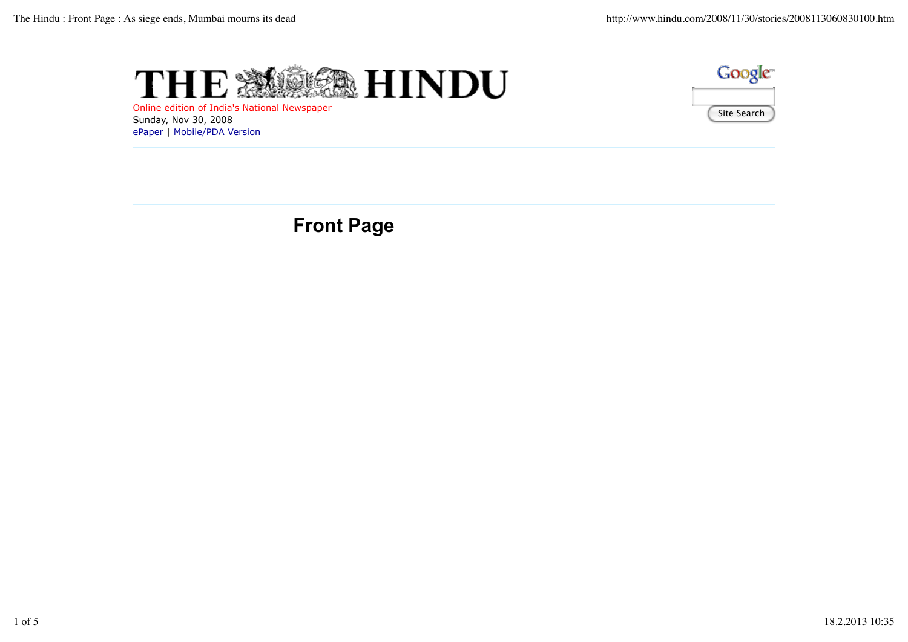# THE HINDU

Online edition of India's National Newspaper

Sunday, Nov 30, 2008

ePaper | Mobile/PDA Version

Site Search

## Front Page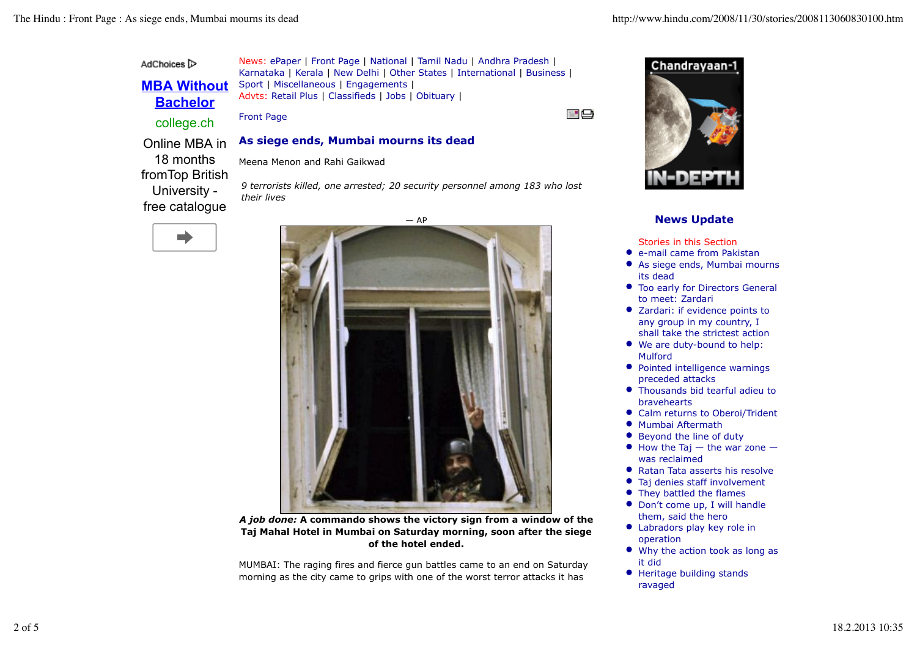AdChoices

**MBA Without Bachelor**

college.ch

Online MBA in 18 months fromTop British University - free catalogue

News: ePaper | Front Page | National | Tamil Nadu | Andhra Pradesh | Karnataka | Kerala | New Delhi | Other States | International | Business | Sport | Miscellaneous | Engagements |
Advts: Retail Plus | Classifieds | Jobs | Obituary |

Front Page

## As siege ends, Mumbai mourns its dead

Meena Menon and Rahi Gaikwad

*9 terrorists killed, one arrested; 20 security personnel among 183 who lost their lives*

— AP

***A job done:*** **A commando shows the victory sign from a window of the Taj Mahal Hotel in Mumbai on Saturday morning, soon after the siege of the hotel ended.**

MUMBAI: The raging fires and fierce gun battles came to an end on Saturday morning as the city came to grips with one of the worst terror attacks it has

Chandrayaan-1 IN-DEPTH

### News Update

Stories in this Section

- e-mail came from Pakistan
- As siege ends, Mumbai mourns its dead
- Too early for Directors General to meet: Zardari
- Zardari: if evidence points to any group in my country, I shall take the strictest action
- We are duty-bound to help: Mulford
- Pointed intelligence warnings preceded attacks
- Thousands bid tearful adieu to bravehearts
- Calm returns to Oberoi/Trident
- Mumbai Aftermath
- Beyond the line of duty
- How the Taj — the war zone — was reclaimed
- Ratan Tata asserts his resolve
- Taj denies staff involvement
- They battled the flames
- Don't come up, I will handle them, said the hero
- Labradors play key role in operation
- Why the action took as long as it did
- Heritage building stands ravaged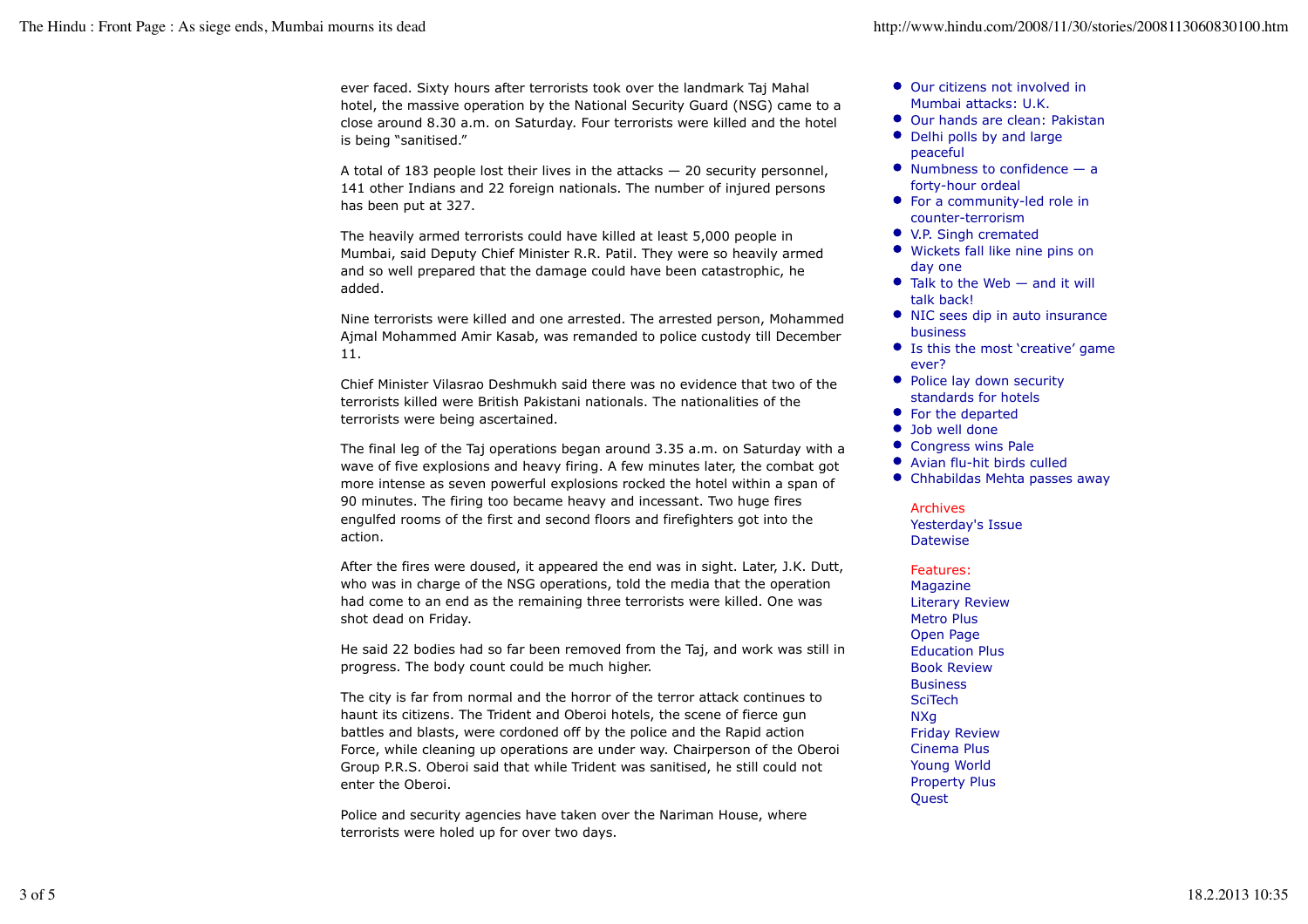ever faced. Sixty hours after terrorists took over the landmark Taj Mahal hotel, the massive operation by the National Security Guard (NSG) came to a close around 8.30 a.m. on Saturday. Four terrorists were killed and the hotel is being "sanitised."

A total of 183 people lost their lives in the attacks — 20 security personnel, 141 other Indians and 22 foreign nationals. The number of injured persons has been put at 327.

The heavily armed terrorists could have killed at least 5,000 people in Mumbai, said Deputy Chief Minister R.R. Patil. They were so heavily armed and so well prepared that the damage could have been catastrophic, he added.

Nine terrorists were killed and one arrested. The arrested person, Mohammed Ajmal Mohammed Amir Kasab, was remanded to police custody till December 11.

Chief Minister Vilasrao Deshmukh said there was no evidence that two of the terrorists killed were British Pakistani nationals. The nationalities of the terrorists were being ascertained.

The final leg of the Taj operations began around 3.35 a.m. on Saturday with a wave of five explosions and heavy firing. A few minutes later, the combat got more intense as seven powerful explosions rocked the hotel within a span of 90 minutes. The firing too became heavy and incessant. Two huge fires engulfed rooms of the first and second floors and firefighters got into the action.

After the fires were doused, it appeared the end was in sight. Later, J.K. Dutt, who was in charge of the NSG operations, told the media that the operation had come to an end as the remaining three terrorists were killed. One was shot dead on Friday.

He said 22 bodies had so far been removed from the Taj, and work was still in progress. The body count could be much higher.

The city is far from normal and the horror of the terror attack continues to haunt its citizens. The Trident and Oberoi hotels, the scene of fierce gun battles and blasts, were cordoned off by the police and the Rapid action Force, while cleaning up operations are under way. Chairperson of the Oberoi Group P.R.S. Oberoi said that while Trident was sanitised, he still could not enter the Oberoi.

Police and security agencies have taken over the Nariman House, where terrorists were holed up for over two days.

- Our citizens not involved in Mumbai attacks: U.K.
- Our hands are clean: Pakistan
- Delhi polls by and large peaceful
- Numbness to confidence — a forty-hour ordeal
- For a community-led role in counter-terrorism
- V.P. Singh cremated
- Wickets fall like nine pins on day one
- Talk to the Web — and it will talk back!
- NIC sees dip in auto insurance business
- Is this the most 'creative' game ever?
- Police lay down security standards for hotels
- For the departed
- Job well done
- Congress wins Pale
- Avian flu-hit birds culled
- Chhabildas Mehta passes away

Archives
Yesterday's Issue
Datewise

Features:
Magazine
Literary Review
Metro Plus
Open Page
Education Plus
Book Review
Business
SciTech
NXg
Friday Review
Cinema Plus
Young World
Property Plus
Quest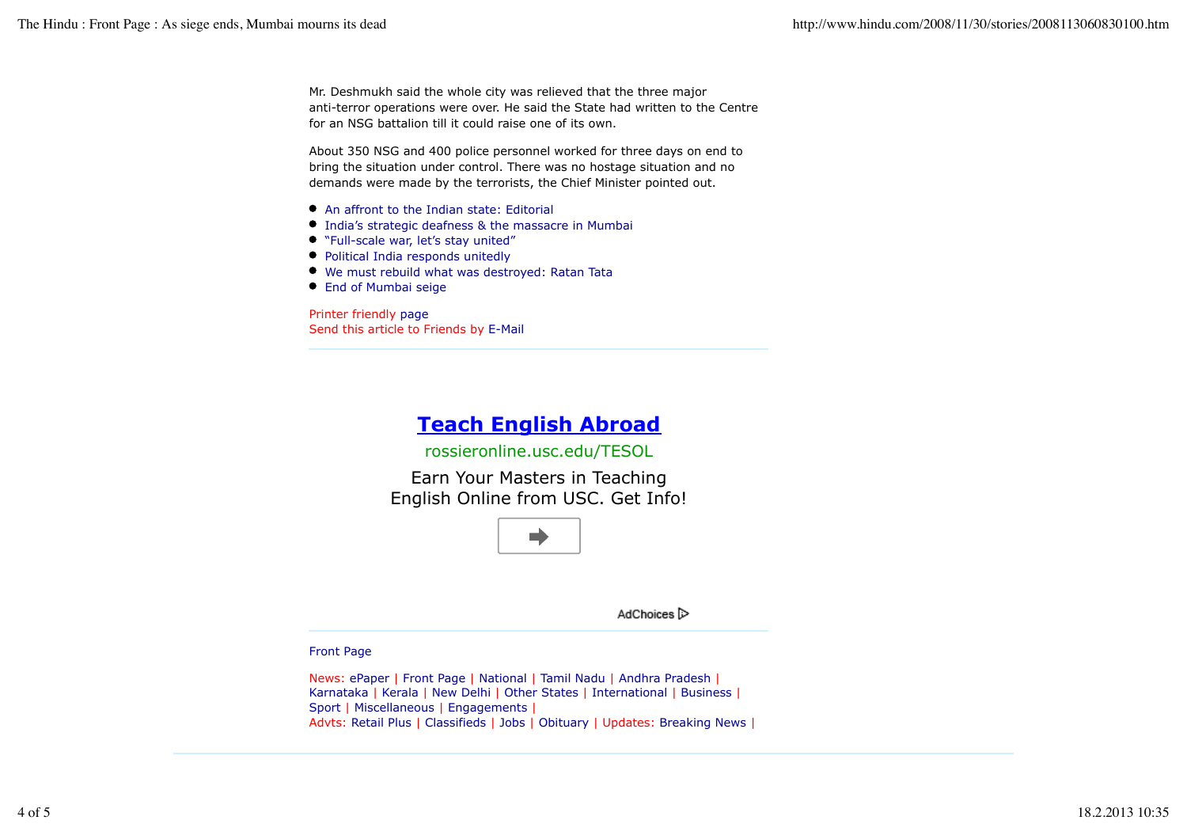Mr. Deshmukh said the whole city was relieved that the three major anti-terror operations were over. He said the State had written to the Centre for an NSG battalion till it could raise one of its own.

About 350 NSG and 400 police personnel worked for three days on end to bring the situation under control. There was no hostage situation and no demands were made by the terrorists, the Chief Minister pointed out.

- An affront to the Indian state: Editorial
- India's strategic deafness & the massacre in Mumbai
- "Full-scale war, let's stay united"
- Political India responds unitedly
- We must rebuild what was destroyed: Ratan Tata
- End of Mumbai seige

Printer friendly page
Send this article to Friends by E-Mail

**Teach English Abroad**

rossieronline.usc.edu/TESOL

Earn Your Masters in Teaching English Online from USC. Get Info!

AdChoices

Front Page

News: ePaper | Front Page | National | Tamil Nadu | Andhra Pradesh | Karnataka | Kerala | New Delhi | Other States | International | Business | Sport | Miscellaneous | Engagements |
Advts: Retail Plus | Classifieds | Jobs | Obituary | Updates: Breaking News |